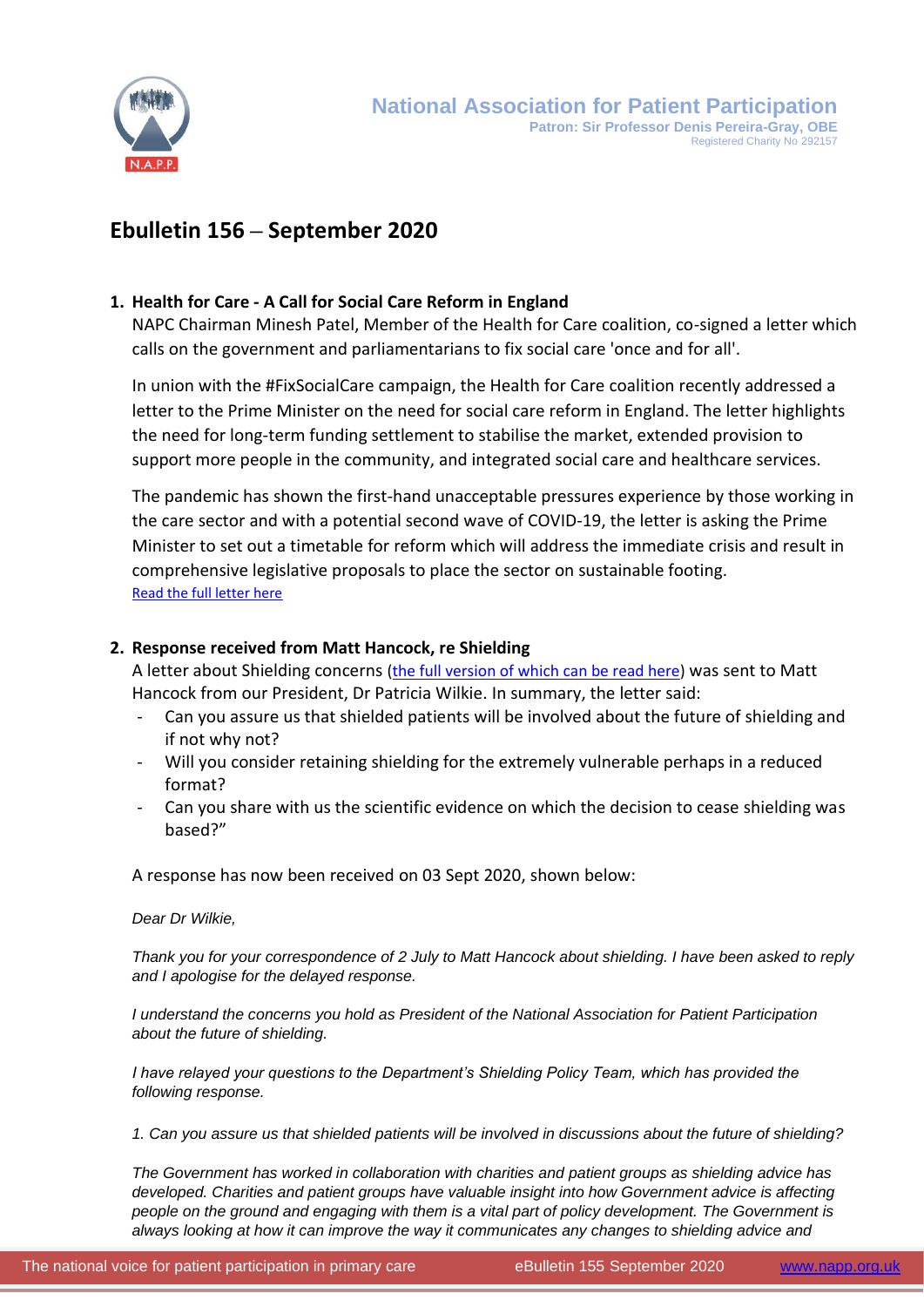National Association for Patient Participation
Patron: Sir Professor Denis Pereira-Gray, OBE
Registered Charity No 292157

# Ebulletin 156 – September 2020

## 1. Health for Care - A Call for Social Care Reform in England

NAPC Chairman Minesh Patel, Member of the Health for Care coalition, co-signed a letter which calls on the government and parliamentarians to fix social care 'once and for all'.

In union with the #FixSocialCare campaign, the Health for Care coalition recently addressed a letter to the Prime Minister on the need for social care reform in England. The letter highlights the need for long-term funding settlement to stabilise the market, extended provision to support more people in the community, and integrated social care and healthcare services.

The pandemic has shown the first-hand unacceptable pressures experience by those working in the care sector and with a potential second wave of COVID-19, the letter is asking the Prime Minister to set out a timetable for reform which will address the immediate crisis and result in comprehensive legislative proposals to place the sector on sustainable footing.

Read the full letter here

## 2. Response received from Matt Hancock, re Shielding

A letter about Shielding concerns (the full version of which can be read here) was sent to Matt Hancock from our President, Dr Patricia Wilkie. In summary, the letter said:

- Can you assure us that shielded patients will be involved about the future of shielding and if not why not?
- Will you consider retaining shielding for the extremely vulnerable perhaps in a reduced format?
- Can you share with us the scientific evidence on which the decision to cease shielding was based?"

A response has now been received on 03 Sept 2020, shown below:

*Dear Dr Wilkie,*

*Thank you for your correspondence of 2 July to Matt Hancock about shielding. I have been asked to reply and I apologise for the delayed response.*

*I understand the concerns you hold as President of the National Association for Patient Participation about the future of shielding.*

*I have relayed your questions to the Department's Shielding Policy Team, which has provided the following response.*

*1. Can you assure us that shielded patients will be involved in discussions about the future of shielding?*

*The Government has worked in collaboration with charities and patient groups as shielding advice has developed. Charities and patient groups have valuable insight into how Government advice is affecting people on the ground and engaging with them is a vital part of policy development. The Government is always looking at how it can improve the way it communicates any changes to shielding advice and*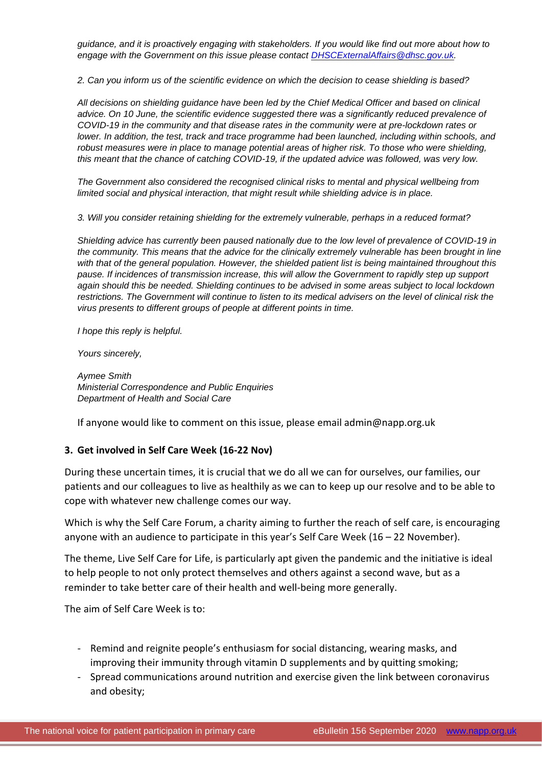*guidance, and it is proactively engaging with stakeholders. If you would like find out more about how to engage with the Government on this issue please contact DHSCExternalAffairs@dhsc.gov.uk.*

*2. Can you inform us of the scientific evidence on which the decision to cease shielding is based?*

*All decisions on shielding guidance have been led by the Chief Medical Officer and based on clinical advice. On 10 June, the scientific evidence suggested there was a significantly reduced prevalence of COVID-19 in the community and that disease rates in the community were at pre-lockdown rates or lower. In addition, the test, track and trace programme had been launched, including within schools, and robust measures were in place to manage potential areas of higher risk. To those who were shielding, this meant that the chance of catching COVID-19, if the updated advice was followed, was very low.*

*The Government also considered the recognised clinical risks to mental and physical wellbeing from limited social and physical interaction, that might result while shielding advice is in place.*

*3. Will you consider retaining shielding for the extremely vulnerable, perhaps in a reduced format?*

*Shielding advice has currently been paused nationally due to the low level of prevalence of COVID-19 in the community. This means that the advice for the clinically extremely vulnerable has been brought in line with that of the general population. However, the shielded patient list is being maintained throughout this pause. If incidences of transmission increase, this will allow the Government to rapidly step up support again should this be needed. Shielding continues to be advised in some areas subject to local lockdown restrictions. The Government will continue to listen to its medical advisers on the level of clinical risk the virus presents to different groups of people at different points in time.*

*I hope this reply is helpful.*

*Yours sincerely,*

*Aymee Smith*
*Ministerial Correspondence and Public Enquiries*
*Department of Health and Social Care*

If anyone would like to comment on this issue, please email admin@napp.org.uk

## 3. Get involved in Self Care Week (16-22 Nov)

During these uncertain times, it is crucial that we do all we can for ourselves, our families, our patients and our colleagues to live as healthily as we can to keep up our resolve and to be able to cope with whatever new challenge comes our way.

Which is why the Self Care Forum, a charity aiming to further the reach of self care, is encouraging anyone with an audience to participate in this year's Self Care Week (16 – 22 November).

The theme, Live Self Care for Life, is particularly apt given the pandemic and the initiative is ideal to help people to not only protect themselves and others against a second wave, but as a reminder to take better care of their health and well-being more generally.

The aim of Self Care Week is to:

- Remind and reignite people's enthusiasm for social distancing, wearing masks, and improving their immunity through vitamin D supplements and by quitting smoking;
- Spread communications around nutrition and exercise given the link between coronavirus and obesity;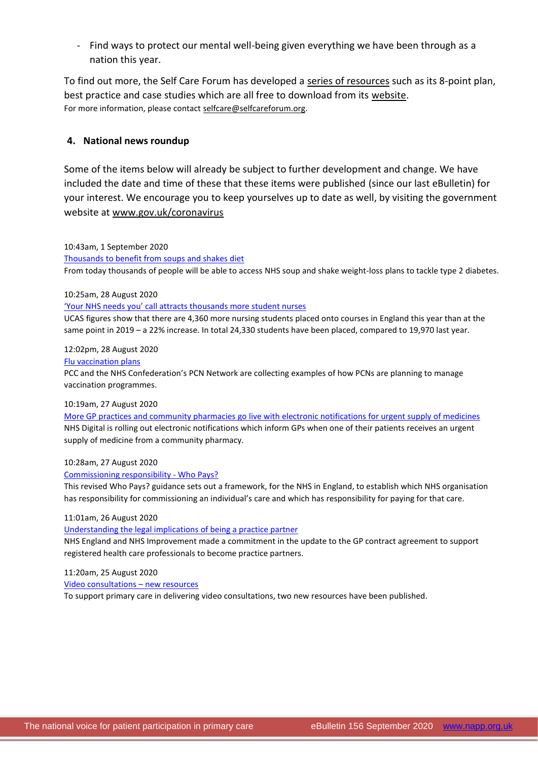- Find ways to protect our mental well-being given everything we have been through as a nation this year.

To find out more, the Self Care Forum has developed a series of resources such as its 8-point plan, best practice and case studies which are all free to download from its website.
For more information, please contact selfcare@selfcareforum.org.

## 4. National news roundup

Some of the items below will already be subject to further development and change. We have included the date and time of these that these items were published (since our last eBulletin) for your interest. We encourage you to keep yourselves up to date as well, by visiting the government website at www.gov.uk/coronavirus

10:43am, 1 September 2020
Thousands to benefit from soups and shakes diet
From today thousands of people will be able to access NHS soup and shake weight-loss plans to tackle type 2 diabetes.

10:25am, 28 August 2020
'Your NHS needs you' call attracts thousands more student nurses
UCAS figures show that there are 4,360 more nursing students placed onto courses in England this year than at the same point in 2019 – a 22% increase. In total 24,330 students have been placed, compared to 19,970 last year.

12:02pm, 28 August 2020
Flu vaccination plans
PCC and the NHS Confederation's PCN Network are collecting examples of how PCNs are planning to manage vaccination programmes.

10:19am, 27 August 2020
More GP practices and community pharmacies go live with electronic notifications for urgent supply of medicines
NHS Digital is rolling out electronic notifications which inform GPs when one of their patients receives an urgent supply of medicine from a community pharmacy.

10:28am, 27 August 2020
Commissioning responsibility - Who Pays?
This revised Who Pays? guidance sets out a framework, for the NHS in England, to establish which NHS organisation has responsibility for commissioning an individual's care and which has responsibility for paying for that care.

11:01am, 26 August 2020
Understanding the legal implications of being a practice partner
NHS England and NHS Improvement made a commitment in the update to the GP contract agreement to support registered health care professionals to become practice partners.

11:20am, 25 August 2020
Video consultations – new resources
To support primary care in delivering video consultations, two new resources have been published.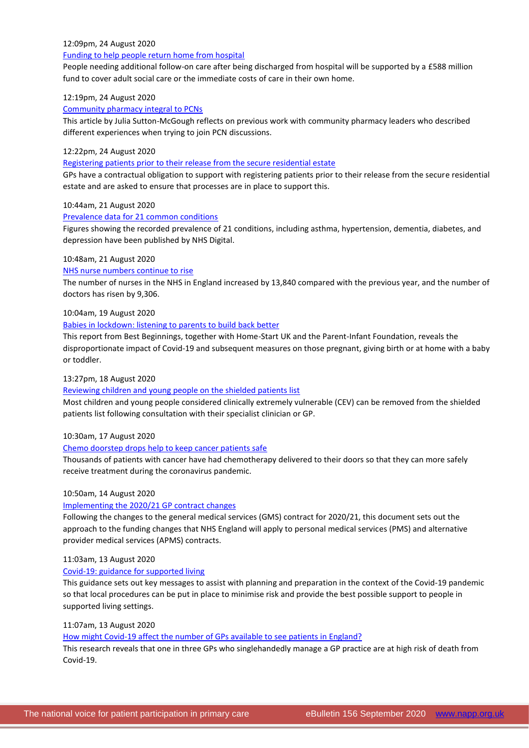12:09pm, 24 August 2020

Funding to help people return home from hospital

People needing additional follow-on care after being discharged from hospital will be supported by a £588 million fund to cover adult social care or the immediate costs of care in their own home.

12:19pm, 24 August 2020

Community pharmacy integral to PCNs

This article by Julia Sutton-McGough reflects on previous work with community pharmacy leaders who described different experiences when trying to join PCN discussions.

12:22pm, 24 August 2020

Registering patients prior to their release from the secure residential estate

GPs have a contractual obligation to support with registering patients prior to their release from the secure residential estate and are asked to ensure that processes are in place to support this.

10:44am, 21 August 2020

Prevalence data for 21 common conditions

Figures showing the recorded prevalence of 21 conditions, including asthma, hypertension, dementia, diabetes, and depression have been published by NHS Digital.

10:48am, 21 August 2020

NHS nurse numbers continue to rise

The number of nurses in the NHS in England increased by 13,840 compared with the previous year, and the number of doctors has risen by 9,306.

10:04am, 19 August 2020

Babies in lockdown: listening to parents to build back better

This report from Best Beginnings, together with Home-Start UK and the Parent-Infant Foundation, reveals the disproportionate impact of Covid-19 and subsequent measures on those pregnant, giving birth or at home with a baby or toddler.

13:27pm, 18 August 2020

Reviewing children and young people on the shielded patients list

Most children and young people considered clinically extremely vulnerable (CEV) can be removed from the shielded patients list following consultation with their specialist clinician or GP.

10:30am, 17 August 2020

Chemo doorstep drops help to keep cancer patients safe

Thousands of patients with cancer have had chemotherapy delivered to their doors so that they can more safely receive treatment during the coronavirus pandemic.

10:50am, 14 August 2020

Implementing the 2020/21 GP contract changes

Following the changes to the general medical services (GMS) contract for 2020/21, this document sets out the approach to the funding changes that NHS England will apply to personal medical services (PMS) and alternative provider medical services (APMS) contracts.

11:03am, 13 August 2020

Covid-19: guidance for supported living

This guidance sets out key messages to assist with planning and preparation in the context of the Covid-19 pandemic so that local procedures can be put in place to minimise risk and provide the best possible support to people in supported living settings.

11:07am, 13 August 2020

How might Covid-19 affect the number of GPs available to see patients in England?

This research reveals that one in three GPs who singlehandedly manage a GP practice are at high risk of death from Covid-19.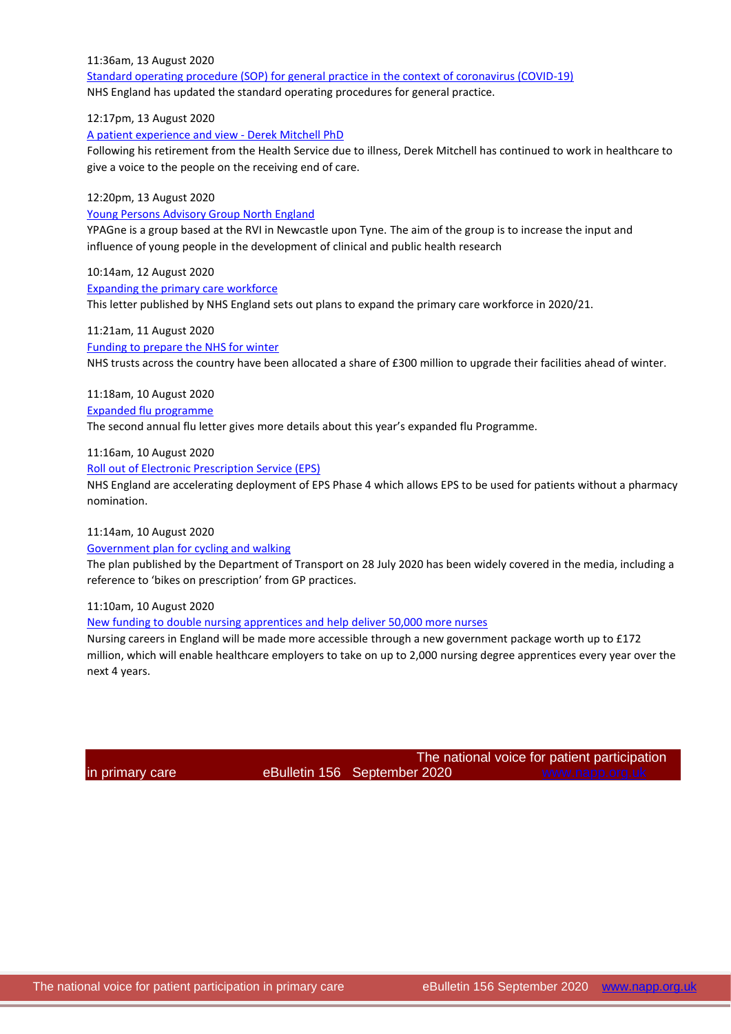11:36am, 13 August 2020

Standard operating procedure (SOP) for general practice in the context of coronavirus (COVID-19)

NHS England has updated the standard operating procedures for general practice.

12:17pm, 13 August 2020

A patient experience and view - Derek Mitchell PhD

Following his retirement from the Health Service due to illness, Derek Mitchell has continued to work in healthcare to give a voice to the people on the receiving end of care.

12:20pm, 13 August 2020

Young Persons Advisory Group North England

YPAGne is a group based at the RVI in Newcastle upon Tyne. The aim of the group is to increase the input and influence of young people in the development of clinical and public health research

10:14am, 12 August 2020

Expanding the primary care workforce

This letter published by NHS England sets out plans to expand the primary care workforce in 2020/21.

11:21am, 11 August 2020

Funding to prepare the NHS for winter

NHS trusts across the country have been allocated a share of £300 million to upgrade their facilities ahead of winter.

11:18am, 10 August 2020

Expanded flu programme

The second annual flu letter gives more details about this year's expanded flu Programme.

11:16am, 10 August 2020

Roll out of Electronic Prescription Service (EPS)

NHS England are accelerating deployment of EPS Phase 4 which allows EPS to be used for patients without a pharmacy nomination.

11:14am, 10 August 2020

Government plan for cycling and walking

The plan published by the Department of Transport on 28 July 2020 has been widely covered in the media, including a reference to 'bikes on prescription' from GP practices.

11:10am, 10 August 2020

New funding to double nursing apprentices and help deliver 50,000 more nurses

Nursing careers in England will be made more accessible through a new government package worth up to £172 million, which will enable healthcare employers to take on up to 2,000 nursing degree apprentices every year over the next 4 years.